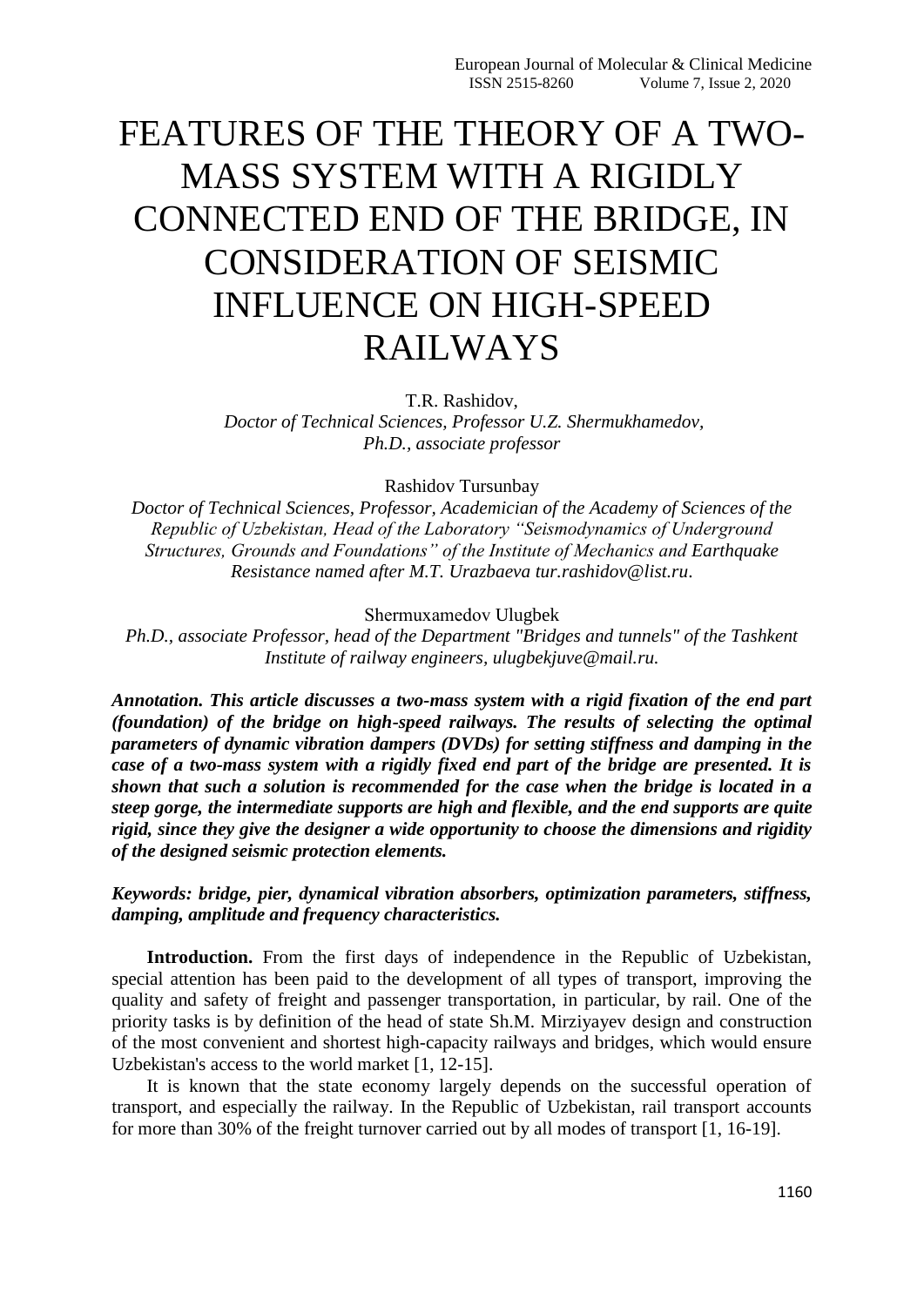# FEATURES OF THE THEORY OF A TWO-MASS SYSTEM WITH A RIGIDLY CONNECTED END OF THE BRIDGE, IN CONSIDERATION OF SEISMIC INFLUENCE ON HIGH-SPEED RAILWAYS

T.R. Rashidov,
*Doctor of Technical Sciences, Professor U.Z. Shermukhamedov, Ph.D., associate professor*

Rashidov Tursunbay
*Doctor of Technical Sciences, Professor, Academician of the Academy of Sciences of the Republic of Uzbekistan, Head of the Laboratory "Seismodynamics of Underground Structures, Grounds and Foundations" of the Institute of Mechanics and Earthquake Resistance named after M.T. Urazbaeva tur.rashidov@list.ru.*

Shermuxamedov Ulugbek
*Ph.D., associate Professor, head of the Department "Bridges and tunnels" of the Tashkent Institute of railway engineers, ulugbekjuve@mail.ru.*

***Annotation. This article discusses a two-mass system with a rigid fixation of the end part (foundation) of the bridge on high-speed railways. The results of selecting the optimal parameters of dynamic vibration dampers (DVDs) for setting stiffness and damping in the case of a two-mass system with a rigidly fixed end part of the bridge are presented. It is shown that such a solution is recommended for the case when the bridge is located in a steep gorge, the intermediate supports are high and flexible, and the end supports are quite rigid, since they give the designer a wide opportunity to choose the dimensions and rigidity of the designed seismic protection elements.***

***Keywords: bridge, pier, dynamical vibration absorbers, optimization parameters, stiffness, damping, amplitude and frequency characteristics.***

**Introduction.** From the first days of independence in the Republic of Uzbekistan, special attention has been paid to the development of all types of transport, improving the quality and safety of freight and passenger transportation, in particular, by rail. One of the priority tasks is by definition of the head of state Sh.M. Mirziyayev design and construction of the most convenient and shortest high-capacity railways and bridges, which would ensure Uzbekistan's access to the world market [1, 12-15].

It is known that the state economy largely depends on the successful operation of transport, and especially the railway. In the Republic of Uzbekistan, rail transport accounts for more than 30% of the freight turnover carried out by all modes of transport [1, 16-19].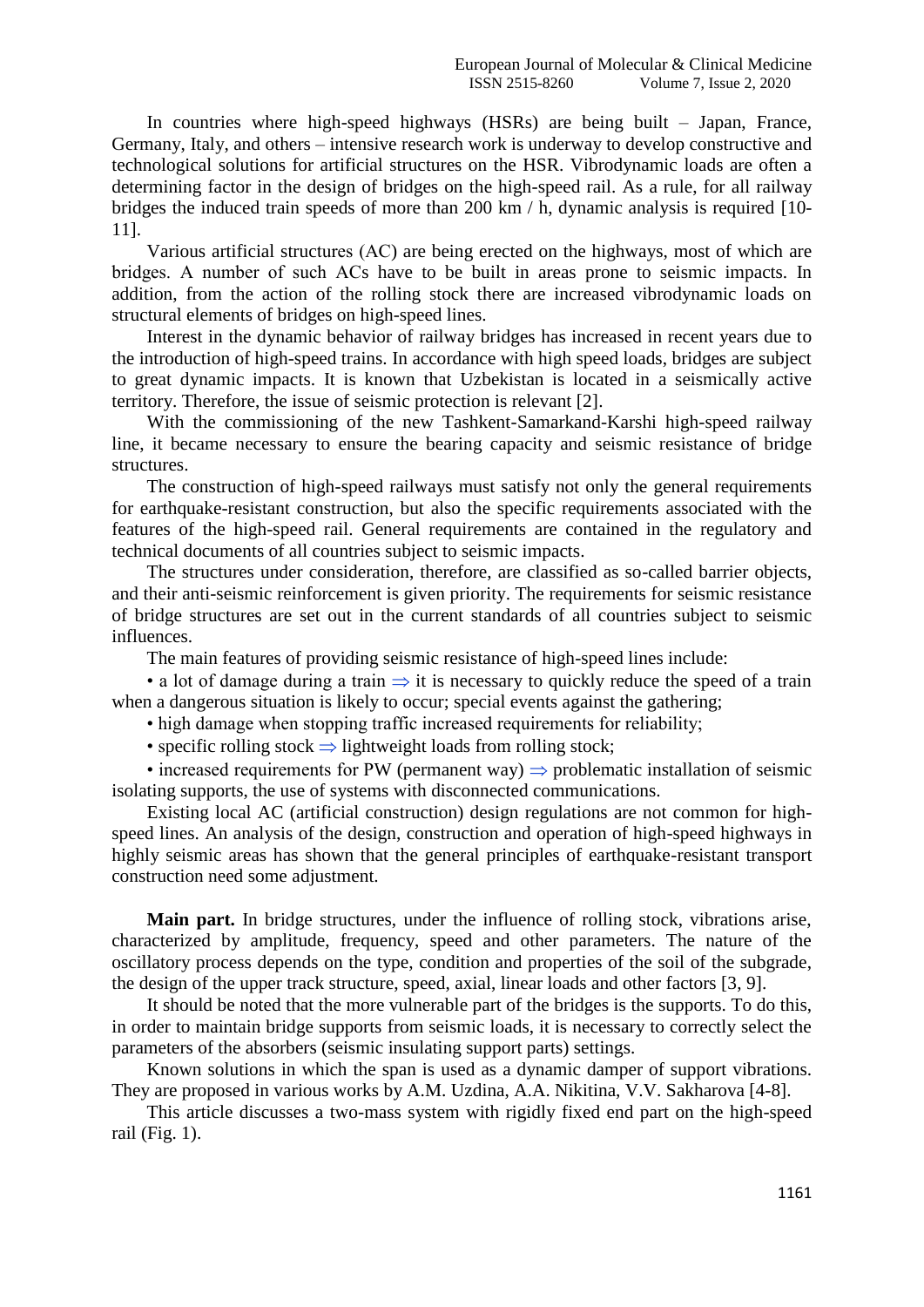In countries where high-speed highways (HSRs) are being built – Japan, France, Germany, Italy, and others – intensive research work is underway to develop constructive and technological solutions for artificial structures on the HSR. Vibrodynamic loads are often a determining factor in the design of bridges on the high-speed rail. As a rule, for all railway bridges the induced train speeds of more than 200 km / h, dynamic analysis is required [10-11].

Various artificial structures (AC) are being erected on the highways, most of which are bridges. A number of such ACs have to be built in areas prone to seismic impacts. In addition, from the action of the rolling stock there are increased vibrodynamic loads on structural elements of bridges on high-speed lines.

Interest in the dynamic behavior of railway bridges has increased in recent years due to the introduction of high-speed trains. In accordance with high speed loads, bridges are subject to great dynamic impacts. It is known that Uzbekistan is located in a seismically active territory. Therefore, the issue of seismic protection is relevant [2].

With the commissioning of the new Tashkent-Samarkand-Karshi high-speed railway line, it became necessary to ensure the bearing capacity and seismic resistance of bridge structures.

The construction of high-speed railways must satisfy not only the general requirements for earthquake-resistant construction, but also the specific requirements associated with the features of the high-speed rail. General requirements are contained in the regulatory and technical documents of all countries subject to seismic impacts.

The structures under consideration, therefore, are classified as so-called barrier objects, and their anti-seismic reinforcement is given priority. The requirements for seismic resistance of bridge structures are set out in the current standards of all countries subject to seismic influences.

The main features of providing seismic resistance of high-speed lines include:

- a lot of damage during a train ⇒ it is necessary to quickly reduce the speed of a train when a dangerous situation is likely to occur; special events against the gathering;
- high damage when stopping traffic increased requirements for reliability;
- specific rolling stock ⇒ lightweight loads from rolling stock;
- increased requirements for PW (permanent way) ⇒ problematic installation of seismic isolating supports, the use of systems with disconnected communications.

Existing local AC (artificial construction) design regulations are not common for high-speed lines. An analysis of the design, construction and operation of high-speed highways in highly seismic areas has shown that the general principles of earthquake-resistant transport construction need some adjustment.

**Main part.** In bridge structures, under the influence of rolling stock, vibrations arise, characterized by amplitude, frequency, speed and other parameters. The nature of the oscillatory process depends on the type, condition and properties of the soil of the subgrade, the design of the upper track structure, speed, axial, linear loads and other factors [3, 9].

It should be noted that the more vulnerable part of the bridges is the supports. To do this, in order to maintain bridge supports from seismic loads, it is necessary to correctly select the parameters of the absorbers (seismic insulating support parts) settings.

Known solutions in which the span is used as a dynamic damper of support vibrations. They are proposed in various works by A.M. Uzdina, A.A. Nikitina, V.V. Sakharova [4-8].

This article discusses a two-mass system with rigidly fixed end part on the high-speed rail (Fig. 1).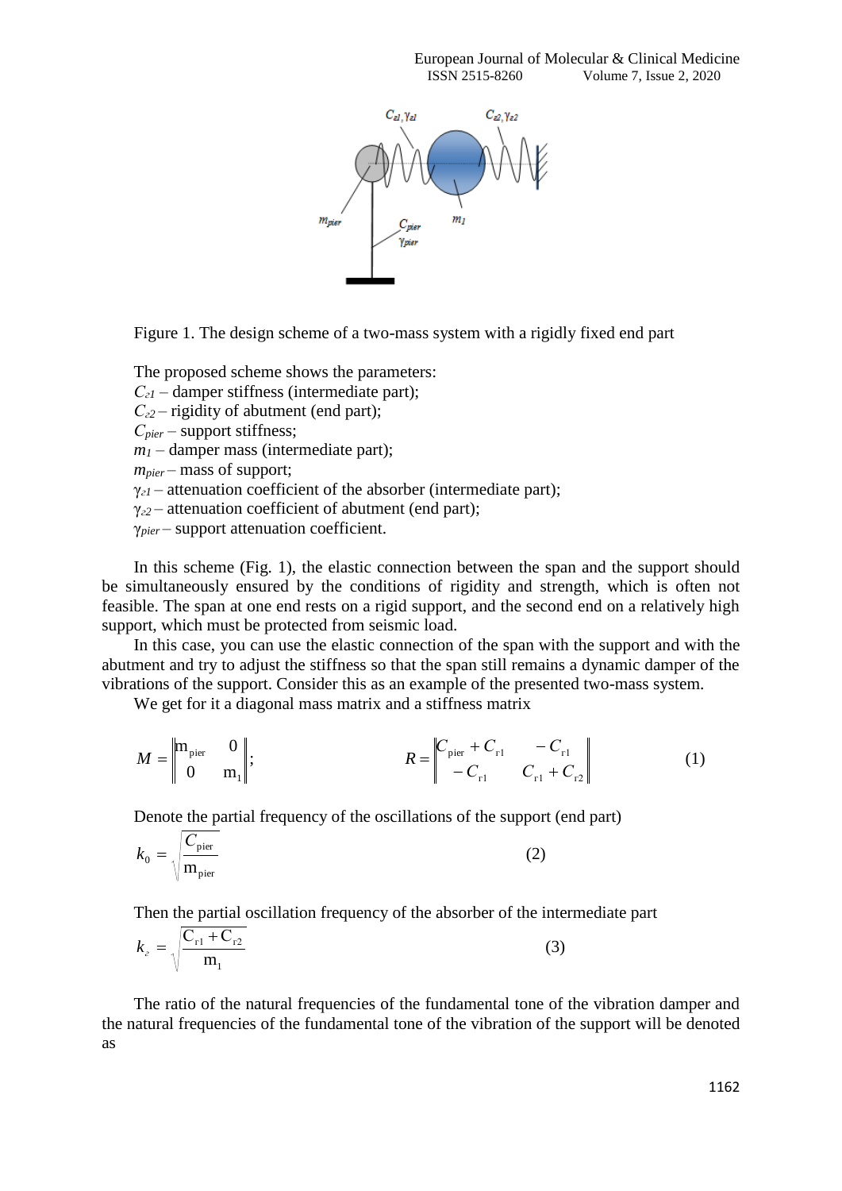Figure 1. The design scheme of a two-mass system with a rigidly fixed end part

The proposed scheme shows the parameters:

$C_{г1}$ – damper stiffness (intermediate part);
$C_{г2}$ – rigidity of abutment (end part);
$C_{pier}$ – support stiffness;
$m_1$ – damper mass (intermediate part);
$m_{pier}$ – mass of support;
$\gamma_{г1}$ – attenuation coefficient of the absorber (intermediate part);
$\gamma_{г2}$ – attenuation coefficient of abutment (end part);
$\gamma_{pier}$ – support attenuation coefficient.

In this scheme (Fig. 1), the elastic connection between the span and the support should be simultaneously ensured by the conditions of rigidity and strength, which is often not feasible. The span at one end rests on a rigid support, and the second end on a relatively high support, which must be protected from seismic load.

In this case, you can use the elastic connection of the span with the support and with the abutment and try to adjust the stiffness so that the span still remains a dynamic damper of the vibrations of the support. Consider this as an example of the presented two-mass system.

We get for it a diagonal mass matrix and a stiffness matrix

$$M = \begin{Vmatrix} m_{pier} & 0 \\ 0 & m_1 \end{Vmatrix}; \qquad R = \begin{Vmatrix} C_{pier} + C_{r1} & -C_{r1} \\ -C_{r1} & C_{r1} + C_{r2} \end{Vmatrix} \tag{1}$$

Denote the partial frequency of the oscillations of the support (end part)

$$k_0 = \sqrt{\frac{C_{pier}}{m_{pier}}} \tag{2}$$

Then the partial oscillation frequency of the absorber of the intermediate part

$$k_г = \sqrt{\frac{C_{r1} + C_{r2}}{m_1}} \tag{3}$$

The ratio of the natural frequencies of the fundamental tone of the vibration damper and the natural frequencies of the fundamental tone of the vibration of the support will be denoted as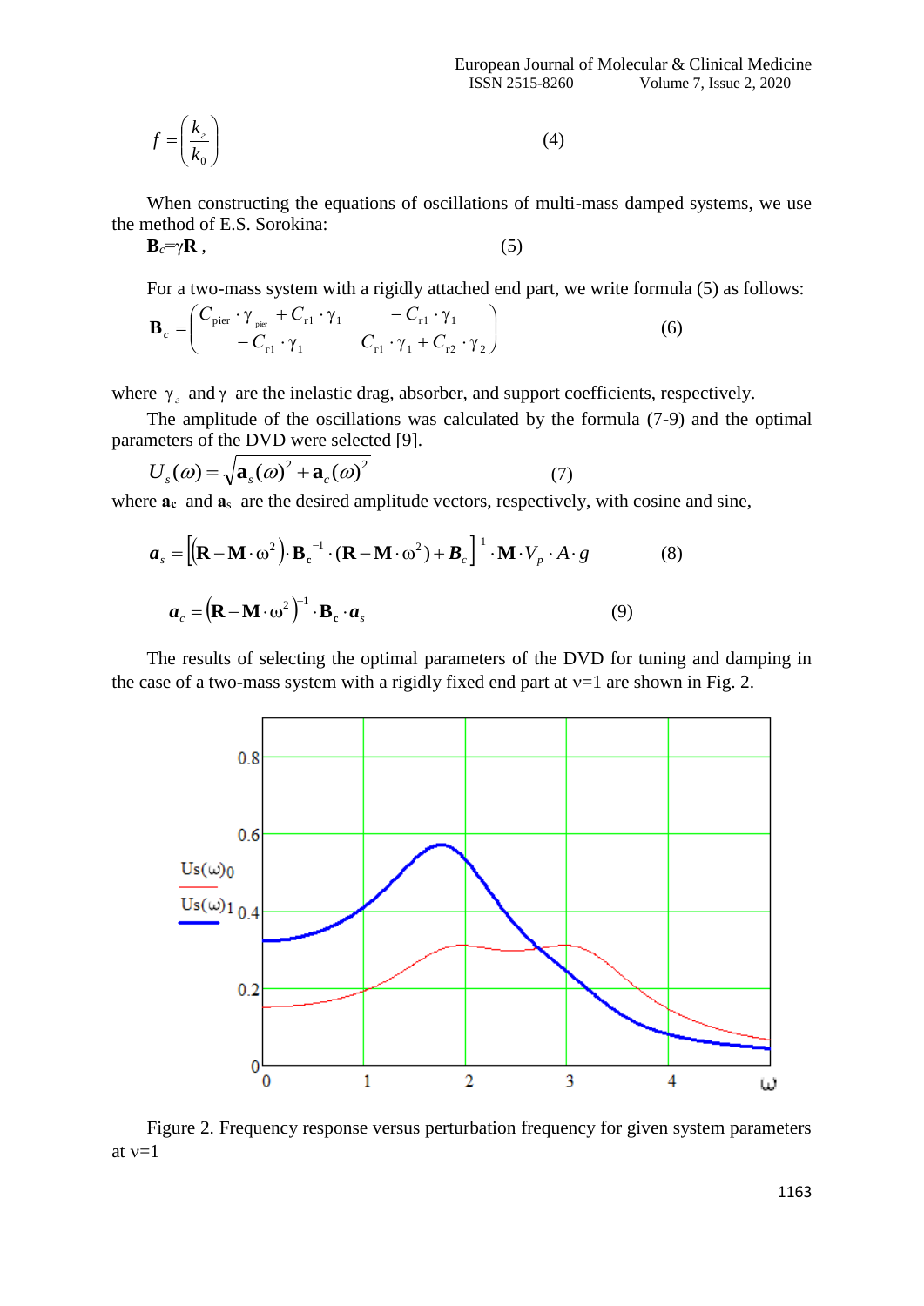$$f = \left(\frac{k_{г}}{k_0}\right) \qquad (4)$$

When constructing the equations of oscillations of multi-mass damped systems, we use the method of E.S. Sorokina:

$$\mathbf{B}_c = \gamma \mathbf{R}\,, \qquad (5)$$

For a two-mass system with a rigidly attached end part, we write formula (5) as follows:

$$\mathbf{B}_c = \begin{pmatrix} C_{\text{pier}} \cdot \gamma_{\text{pier}} + C_{r1} \cdot \gamma_1 & -C_{r1} \cdot \gamma_1 \\ -C_{r1} \cdot \gamma_1 & C_{r1} \cdot \gamma_1 + C_{r2} \cdot \gamma_2 \end{pmatrix} \qquad (6)$$

where $\gamma_{г}$ and $\gamma$ are the inelastic drag, absorber, and support coefficients, respectively.

The amplitude of the oscillations was calculated by the formula (7-9) and the optimal parameters of the DVD were selected [9].

$$U_s(\omega) = \sqrt{\mathbf{a}_s(\omega)^2 + \mathbf{a}_c(\omega)^2} \qquad (7)$$

where $\mathbf{a}_c$ and $\mathbf{a}_s$ are the desired amplitude vectors, respectively, with cosine and sine,

$$\boldsymbol{a}_s = \left[\left(\mathbf{R} - \mathbf{M}\cdot\omega^2\right)\cdot \mathbf{B}_c^{-1} \cdot (\mathbf{R} - \mathbf{M}\cdot\omega^2) + \boldsymbol{B}_c\right]^{-1} \cdot \mathbf{M} \cdot V_p \cdot A \cdot g \qquad (8)$$

$$\boldsymbol{a}_c = \left(\mathbf{R} - \mathbf{M}\cdot\omega^2\right)^{-1} \cdot \mathbf{B}_c \cdot \boldsymbol{a}_s \qquad (9)$$

The results of selecting the optimal parameters of the DVD for tuning and damping in the case of a two-mass system with a rigidly fixed end part at ν=1 are shown in Fig. 2.

Figure 2. Frequency response versus perturbation frequency for given system parameters at ν=1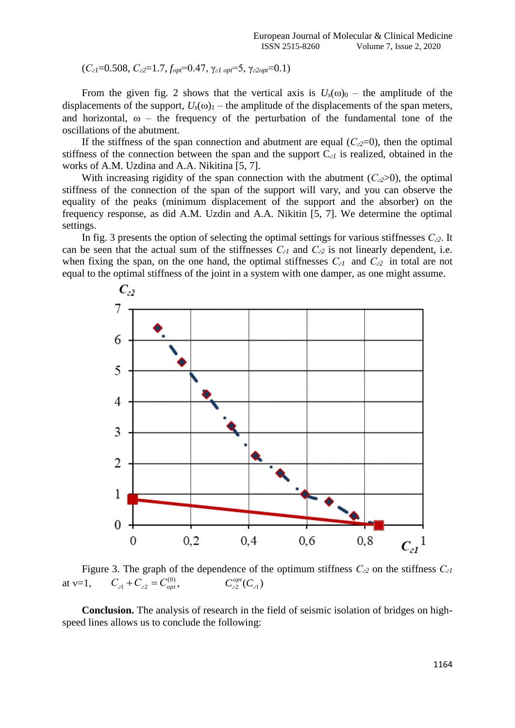($C_{з1}$=0.508, $C_{з2}$=1.7, $f_{opt}$=0.47, $\gamma_{з1\ opt}$=5, $\gamma_{з2opt}$=0.1)

From the given fig. 2 shows that the vertical axis is $U_s(\omega)_0$ – the amplitude of the displacements of the support, $U_s(\omega)_1$ – the amplitude of the displacements of the span meters, and horizontal, $\omega$ – the frequency of the perturbation of the fundamental tone of the oscillations of the abutment.

If the stiffness of the span connection and abutment are equal ($C_{з2}$=0), then the optimal stiffness of the connection between the span and the support $C_{з1}$ is realized, obtained in the works of A.M. Uzdina and A.A. Nikitina [5, 7].

With increasing rigidity of the span connection with the abutment ($C_{з2}$>0), the optimal stiffness of the connection of the span of the support will vary, and you can observe the equality of the peaks (minimum displacement of the support and the absorber) on the frequency response, as did A.M. Uzdin and A.A. Nikitin [5, 7]. We determine the optimal settings.

In fig. 3 presents the option of selecting the optimal settings for various stiffnesses $C_{з2}$. It can be seen that the actual sum of the stiffnesses $C_{з1}$ and $C_{з2}$ is not linearly dependent, i.e. when fixing the span, on the one hand, the optimal stiffnesses $C_{з1}$ and $C_{з2}$ in total are not equal to the optimal stiffness of the joint in a system with one damper, as one might assume.

Figure 3. The graph of the dependence of the optimum stiffness $C_{з2}$ on the stiffness $C_{з1}$ at ν=1, $C_{з1} + C_{з2} = C_{opt}^{(0)}$, $C_{з2}^{opt}(C_{з1})$

**Conclusion.** The analysis of research in the field of seismic isolation of bridges on high-speed lines allows us to conclude the following: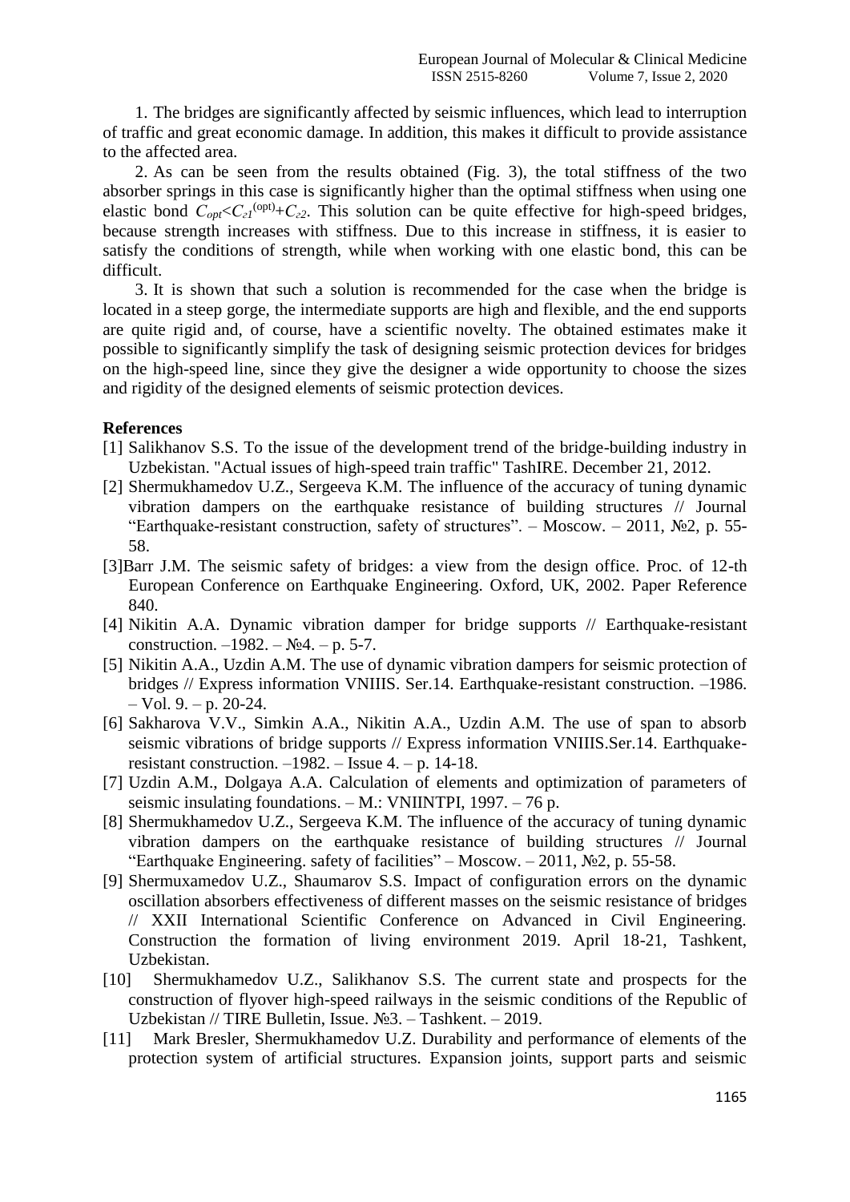1. The bridges are significantly affected by seismic influences, which lead to interruption of traffic and great economic damage. In addition, this makes it difficult to provide assistance to the affected area.

2. As can be seen from the results obtained (Fig. 3), the total stiffness of the two absorber springs in this case is significantly higher than the optimal stiffness when using one elastic bond $C_{opt} < C_{г1}^{(opt)} + C_{г2}$. This solution can be quite effective for high-speed bridges, because strength increases with stiffness. Due to this increase in stiffness, it is easier to satisfy the conditions of strength, while when working with one elastic bond, this can be difficult.

3. It is shown that such a solution is recommended for the case when the bridge is located in a steep gorge, the intermediate supports are high and flexible, and the end supports are quite rigid and, of course, have a scientific novelty. The obtained estimates make it possible to significantly simplify the task of designing seismic protection devices for bridges on the high-speed line, since they give the designer a wide opportunity to choose the sizes and rigidity of the designed elements of seismic protection devices.

**References**

[1] Salikhanov S.S. To the issue of the development trend of the bridge-building industry in Uzbekistan. "Actual issues of high-speed train traffic" TashIRE. December 21, 2012.

[2] Shermukhamedov U.Z., Sergeeva K.M. The influence of the accuracy of tuning dynamic vibration dampers on the earthquake resistance of building structures // Journal "Earthquake-resistant construction, safety of structures". – Moscow. – 2011, №2, p. 55-58.

[3]Barr J.M. The seismic safety of bridges: a view from the design office. Proc. of 12-th European Conference on Earthquake Engineering. Oxford, UK, 2002. Paper Reference 840.

[4] Nikitin A.A. Dynamic vibration damper for bridge supports // Earthquake-resistant construction. –1982. – №4. – p. 5-7.

[5] Nikitin A.A., Uzdin A.M. The use of dynamic vibration dampers for seismic protection of bridges // Express information VNIIIS. Ser.14. Earthquake-resistant construction. –1986. – Vol. 9. – p. 20-24.

[6] Sakharova V.V., Simkin A.A., Nikitin A.A., Uzdin A.M. The use of span to absorb seismic vibrations of bridge supports // Express information VNIIIS.Ser.14. Earthquake-resistant construction. –1982. – Issue 4. – p. 14-18.

[7] Uzdin A.M., Dolgaya A.A. Calculation of elements and optimization of parameters of seismic insulating foundations. – M.: VNIINTPI, 1997. – 76 p.

[8] Shermukhamedov U.Z., Sergeeva K.M. The influence of the accuracy of tuning dynamic vibration dampers on the earthquake resistance of building structures // Journal "Earthquake Engineering. safety of facilities" – Moscow. – 2011, №2, p. 55-58.

[9] Shermuxamedov U.Z., Shaumarov S.S. Impact of configuration errors on the dynamic oscillation absorbers effectiveness of different masses on the seismic resistance of bridges // XXII International Scientific Conference on Advanced in Civil Engineering. Construction the formation of living environment 2019. April 18-21, Tashkent, Uzbekistan.

[10] Shermukhamedov U.Z., Salikhanov S.S. The current state and prospects for the construction of flyover high-speed railways in the seismic conditions of the Republic of Uzbekistan // TIRE Bulletin, Issue. №3. – Tashkent. – 2019.

[11] Mark Bresler, Shermukhamedov U.Z. Durability and performance of elements of the protection system of artificial structures. Expansion joints, support parts and seismic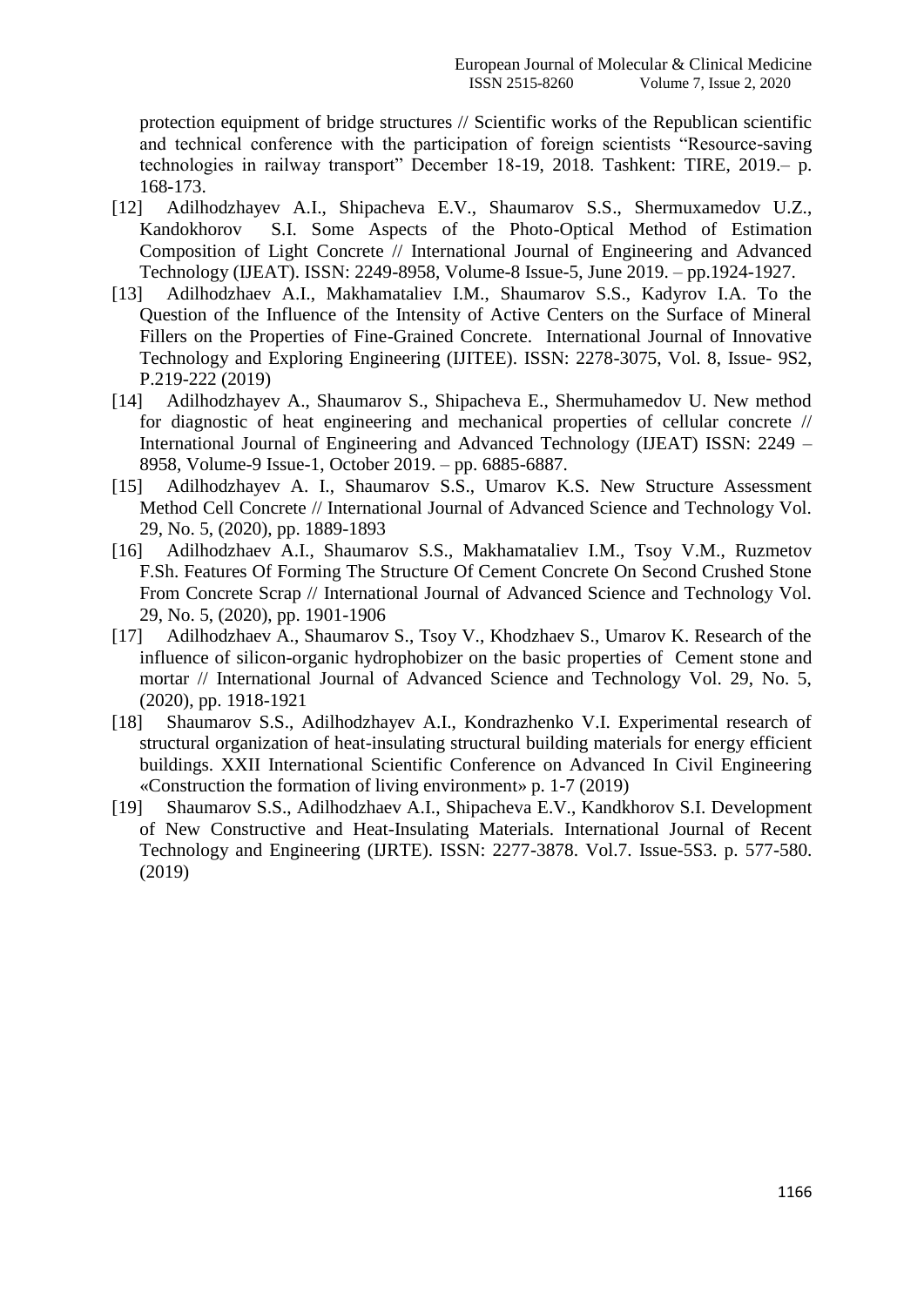protection equipment of bridge structures // Scientific works of the Republican scientific and technical conference with the participation of foreign scientists "Resource-saving technologies in railway transport" December 18-19, 2018. Tashkent: TIRE, 2019.– p. 168-173.

[12] Adilhodzhayev A.I., Shipacheva E.V., Shaumarov S.S., Shermuxamedov U.Z., Kandokhorov S.I. Some Aspects of the Photo-Optical Method of Estimation Composition of Light Concrete // International Journal of Engineering and Advanced Technology (IJEAT). ISSN: 2249-8958, Volume-8 Issue-5, June 2019. – pp.1924-1927.

[13] Adilhodzhaev A.I., Makhamataliev I.M., Shaumarov S.S., Kadyrov I.A. To the Question of the Influence of the Intensity of Active Centers on the Surface of Mineral Fillers on the Properties of Fine-Grained Concrete. International Journal of Innovative Technology and Exploring Engineering (IJITEE). ISSN: 2278-3075, Vol. 8, Issue- 9S2, P.219-222 (2019)

[14] Adilhodzhayev A., Shaumarov S., Shipacheva E., Shermuhamedov U. New method for diagnostic of heat engineering and mechanical properties of cellular concrete // International Journal of Engineering and Advanced Technology (IJEAT) ISSN: 2249 – 8958, Volume-9 Issue-1, October 2019. – pp. 6885-6887.

[15] Adilhodzhayev A. I., Shaumarov S.S., Umarov K.S. New Structure Assessment Method Cell Concrete // International Journal of Advanced Science and Technology Vol. 29, No. 5, (2020), pp. 1889-1893

[16] Adilhodzhaev A.I., Shaumarov S.S., Makhamataliev I.M., Tsoy V.M., Ruzmetov F.Sh. Features Of Forming The Structure Of Cement Concrete On Second Crushed Stone From Concrete Scrap // International Journal of Advanced Science and Technology Vol. 29, No. 5, (2020), pp. 1901-1906

[17] Adilhodzhaev A., Shaumarov S., Tsoy V., Khodzhaev S., Umarov K. Research of the influence of silicon-organic hydrophobizer on the basic properties of Cement stone and mortar // International Journal of Advanced Science and Technology Vol. 29, No. 5, (2020), pp. 1918-1921

[18] Shaumarov S.S., Adilhodzhayev A.I., Kondrazhenko V.I. Experimental research of structural organization of heat-insulating structural building materials for energy efficient buildings. XXII International Scientific Conference on Advanced In Civil Engineering «Construction the formation of living environment» p. 1-7 (2019)

[19] Shaumarov S.S., Adilhodzhaev A.I., Shipacheva E.V., Kandkhorov S.I. Development of New Constructive and Heat-Insulating Materials. International Journal of Recent Technology and Engineering (IJRTE). ISSN: 2277-3878. Vol.7. Issue-5S3. p. 577-580. (2019)